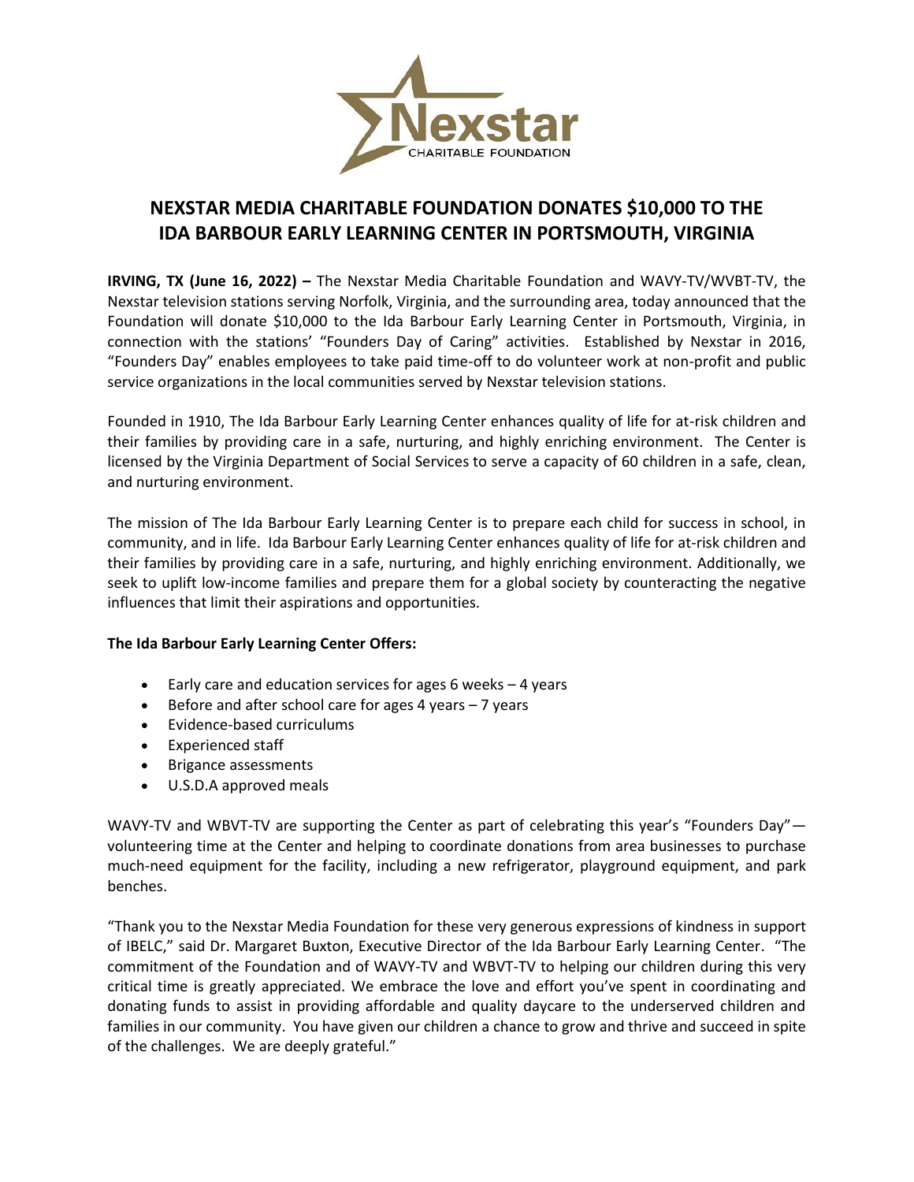# NEXSTAR MEDIA CHARITABLE FOUNDATION DONATES $10,000 TO THE IDA BARBOUR EARLY LEARNING CENTER IN PORTSMOUTH, VIRGINIA

**IRVING, TX (June 16, 2022) –** The Nexstar Media Charitable Foundation and WAVY-TV/WVBT-TV, the Nexstar television stations serving Norfolk, Virginia, and the surrounding area, today announced that the Foundation will donate $10,000 to the Ida Barbour Early Learning Center in Portsmouth, Virginia, in connection with the stations' "Founders Day of Caring" activities. Established by Nexstar in 2016, "Founders Day" enables employees to take paid time-off to do volunteer work at non-profit and public service organizations in the local communities served by Nexstar television stations.

Founded in 1910, The Ida Barbour Early Learning Center enhances quality of life for at-risk children and their families by providing care in a safe, nurturing, and highly enriching environment. The Center is licensed by the Virginia Department of Social Services to serve a capacity of 60 children in a safe, clean, and nurturing environment.

The mission of The Ida Barbour Early Learning Center is to prepare each child for success in school, in community, and in life. Ida Barbour Early Learning Center enhances quality of life for at-risk children and their families by providing care in a safe, nurturing, and highly enriching environment. Additionally, we seek to uplift low-income families and prepare them for a global society by counteracting the negative influences that limit their aspirations and opportunities.

**The Ida Barbour Early Learning Center Offers:**

- Early care and education services for ages 6 weeks – 4 years
- Before and after school care for ages 4 years – 7 years
- Evidence-based curriculums
- Experienced staff
- Brigance assessments
- U.S.D.A approved meals

WAVY-TV and WBVT-TV are supporting the Center as part of celebrating this year's "Founders Day"— volunteering time at the Center and helping to coordinate donations from area businesses to purchase much-need equipment for the facility, including a new refrigerator, playground equipment, and park benches.

"Thank you to the Nexstar Media Foundation for these very generous expressions of kindness in support of IBELC," said Dr. Margaret Buxton, Executive Director of the Ida Barbour Early Learning Center. "The commitment of the Foundation and of WAVY-TV and WBVT-TV to helping our children during this very critical time is greatly appreciated. We embrace the love and effort you've spent in coordinating and donating funds to assist in providing affordable and quality daycare to the underserved children and families in our community. You have given our children a chance to grow and thrive and succeed in spite of the challenges. We are deeply grateful."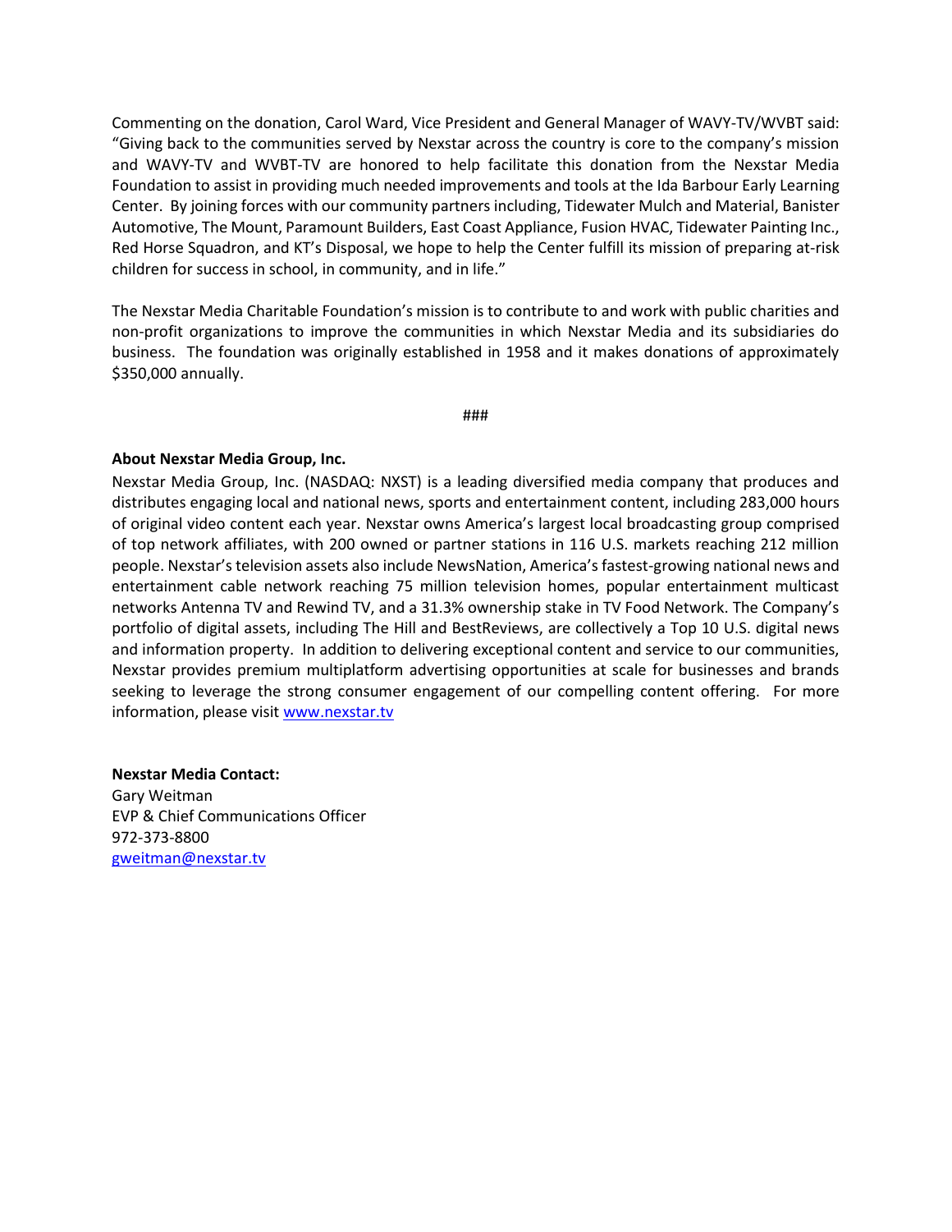Commenting on the donation, Carol Ward, Vice President and General Manager of WAVY-TV/WVBT said: "Giving back to the communities served by Nexstar across the country is core to the company's mission and WAVY-TV and WVBT-TV are honored to help facilitate this donation from the Nexstar Media Foundation to assist in providing much needed improvements and tools at the Ida Barbour Early Learning Center. By joining forces with our community partners including, Tidewater Mulch and Material, Banister Automotive, The Mount, Paramount Builders, East Coast Appliance, Fusion HVAC, Tidewater Painting Inc., Red Horse Squadron, and KT's Disposal, we hope to help the Center fulfill its mission of preparing at-risk children for success in school, in community, and in life."

The Nexstar Media Charitable Foundation's mission is to contribute to and work with public charities and non-profit organizations to improve the communities in which Nexstar Media and its subsidiaries do business. The foundation was originally established in 1958 and it makes donations of approximately $350,000 annually.

###

**About Nexstar Media Group, Inc.**

Nexstar Media Group, Inc. (NASDAQ: NXST) is a leading diversified media company that produces and distributes engaging local and national news, sports and entertainment content, including 283,000 hours of original video content each year. Nexstar owns America's largest local broadcasting group comprised of top network affiliates, with 200 owned or partner stations in 116 U.S. markets reaching 212 million people. Nexstar's television assets also include NewsNation, America's fastest-growing national news and entertainment cable network reaching 75 million television homes, popular entertainment multicast networks Antenna TV and Rewind TV, and a 31.3% ownership stake in TV Food Network. The Company's portfolio of digital assets, including The Hill and BestReviews, are collectively a Top 10 U.S. digital news and information property. In addition to delivering exceptional content and service to our communities, Nexstar provides premium multiplatform advertising opportunities at scale for businesses and brands seeking to leverage the strong consumer engagement of our compelling content offering. For more information, please visit [www.nexstar.tv](www.nexstar.tv)

**Nexstar Media Contact:**
Gary Weitman
EVP & Chief Communications Officer
972-373-8800
[gweitman@nexstar.tv](mailto:gweitman@nexstar.tv)